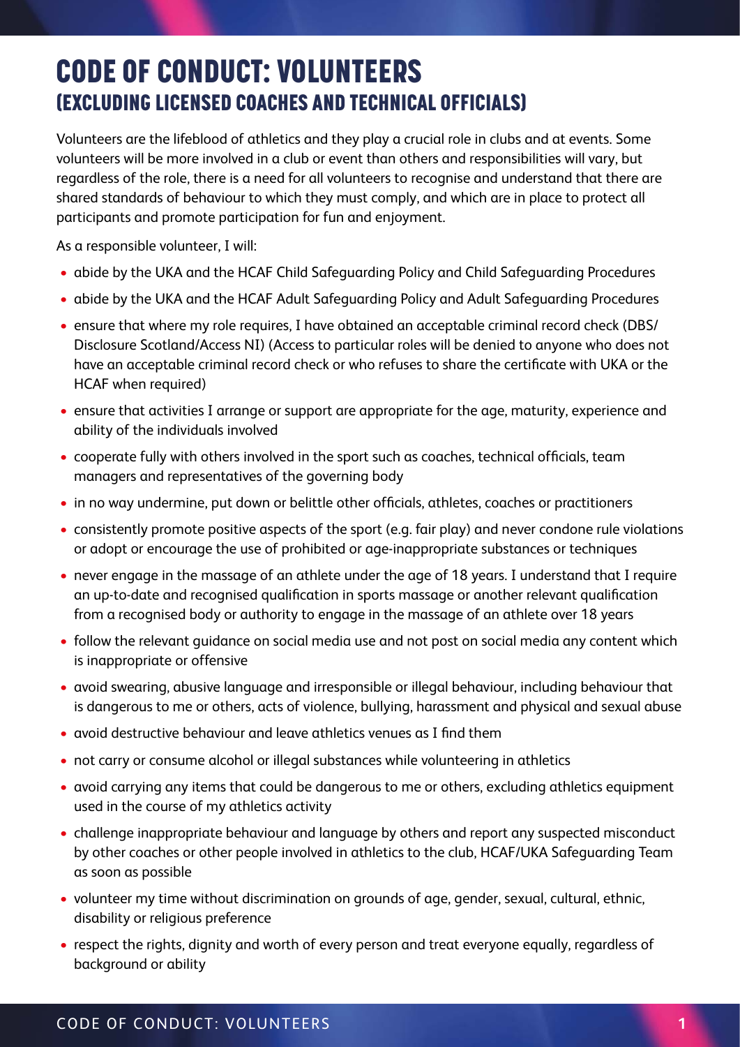# CODE OF CONDUCT: VOLUNTEERS
## (EXCLUDING LICENSED COACHES AND TECHNICAL OFFICIALS)

Volunteers are the lifeblood of athletics and they play a crucial role in clubs and at events. Some volunteers will be more involved in a club or event than others and responsibilities will vary, but regardless of the role, there is a need for all volunteers to recognise and understand that there are shared standards of behaviour to which they must comply, and which are in place to protect all participants and promote participation for fun and enjoyment.

As a responsible volunteer, I will:

- abide by the UKA and the HCAF Child Safeguarding Policy and Child Safeguarding Procedures
- abide by the UKA and the HCAF Adult Safeguarding Policy and Adult Safeguarding Procedures
- ensure that where my role requires, I have obtained an acceptable criminal record check (DBS/ Disclosure Scotland/Access NI) (Access to particular roles will be denied to anyone who does not have an acceptable criminal record check or who refuses to share the certificate with UKA or the HCAF when required)
- ensure that activities I arrange or support are appropriate for the age, maturity, experience and ability of the individuals involved
- cooperate fully with others involved in the sport such as coaches, technical officials, team managers and representatives of the governing body
- in no way undermine, put down or belittle other officials, athletes, coaches or practitioners
- consistently promote positive aspects of the sport (e.g. fair play) and never condone rule violations or adopt or encourage the use of prohibited or age-inappropriate substances or techniques
- never engage in the massage of an athlete under the age of 18 years. I understand that I require an up-to-date and recognised qualification in sports massage or another relevant qualification from a recognised body or authority to engage in the massage of an athlete over 18 years
- follow the relevant guidance on social media use and not post on social media any content which is inappropriate or offensive
- avoid swearing, abusive language and irresponsible or illegal behaviour, including behaviour that is dangerous to me or others, acts of violence, bullying, harassment and physical and sexual abuse
- avoid destructive behaviour and leave athletics venues as I find them
- not carry or consume alcohol or illegal substances while volunteering in athletics
- avoid carrying any items that could be dangerous to me or others, excluding athletics equipment used in the course of my athletics activity
- challenge inappropriate behaviour and language by others and report any suspected misconduct by other coaches or other people involved in athletics to the club, HCAF/UKA Safeguarding Team as soon as possible
- volunteer my time without discrimination on grounds of age, gender, sexual, cultural, ethnic, disability or religious preference
- respect the rights, dignity and worth of every person and treat everyone equally, regardless of background or ability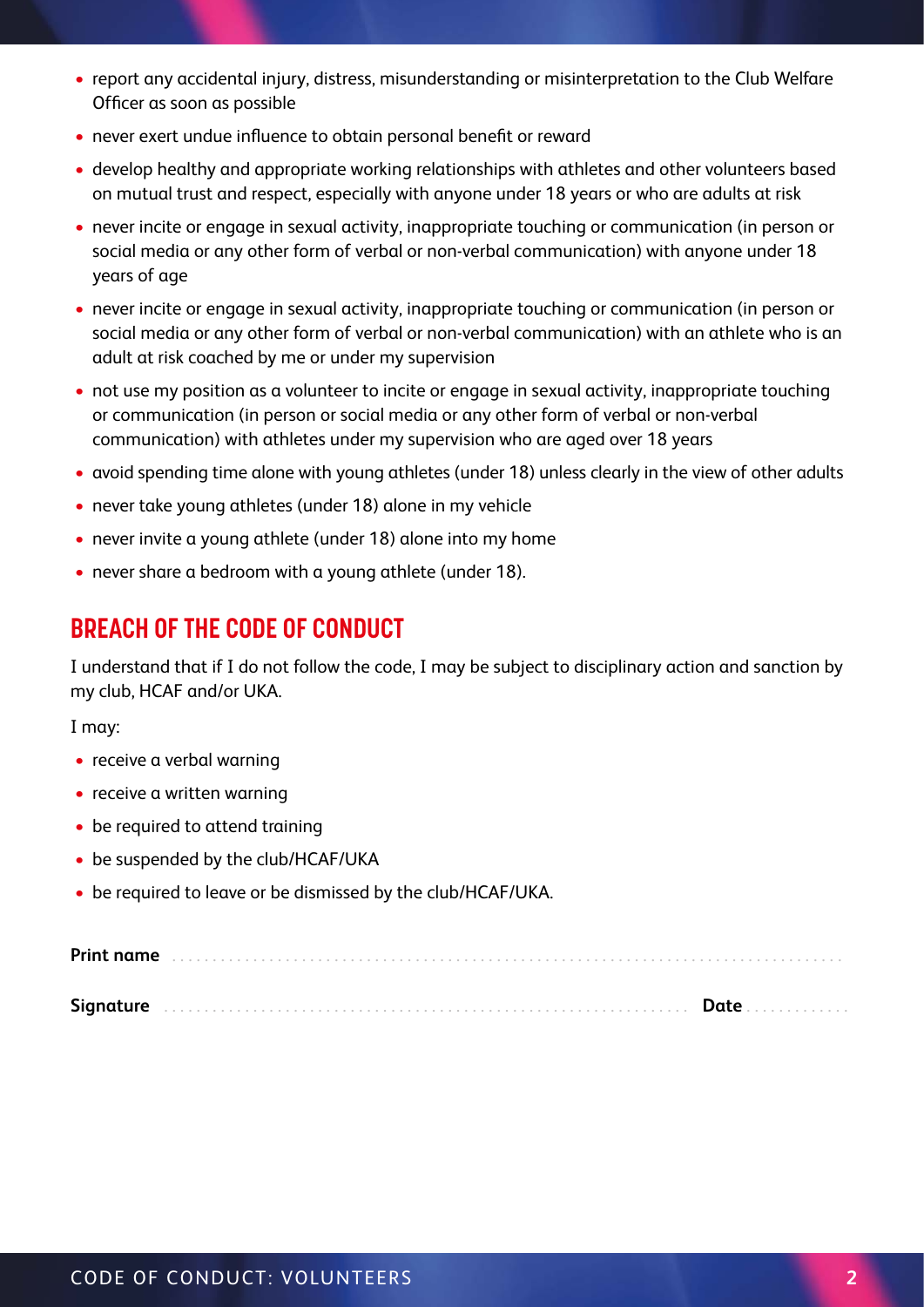- report any accidental injury, distress, misunderstanding or misinterpretation to the Club Welfare Officer as soon as possible
- never exert undue influence to obtain personal benefit or reward
- develop healthy and appropriate working relationships with athletes and other volunteers based on mutual trust and respect, especially with anyone under 18 years or who are adults at risk
- never incite or engage in sexual activity, inappropriate touching or communication (in person or social media or any other form of verbal or non-verbal communication) with anyone under 18 years of age
- never incite or engage in sexual activity, inappropriate touching or communication (in person or social media or any other form of verbal or non-verbal communication) with an athlete who is an adult at risk coached by me or under my supervision
- not use my position as a volunteer to incite or engage in sexual activity, inappropriate touching or communication (in person or social media or any other form of verbal or non-verbal communication) with athletes under my supervision who are aged over 18 years
- avoid spending time alone with young athletes (under 18) unless clearly in the view of other adults
- never take young athletes (under 18) alone in my vehicle
- never invite a young athlete (under 18) alone into my home
- never share a bedroom with a young athlete (under 18).

## BREACH OF THE CODE OF CONDUCT

I understand that if I do not follow the code, I may be subject to disciplinary action and sanction by my club, HCAF and/or UKA.

I may:

- receive a verbal warning
- receive a written warning
- be required to attend training
- be suspended by the club/HCAF/UKA
- be required to leave or be dismissed by the club/HCAF/UKA.

**Print name** ..........................................................................................

**Signature** ........................................................................ **Date** ..............